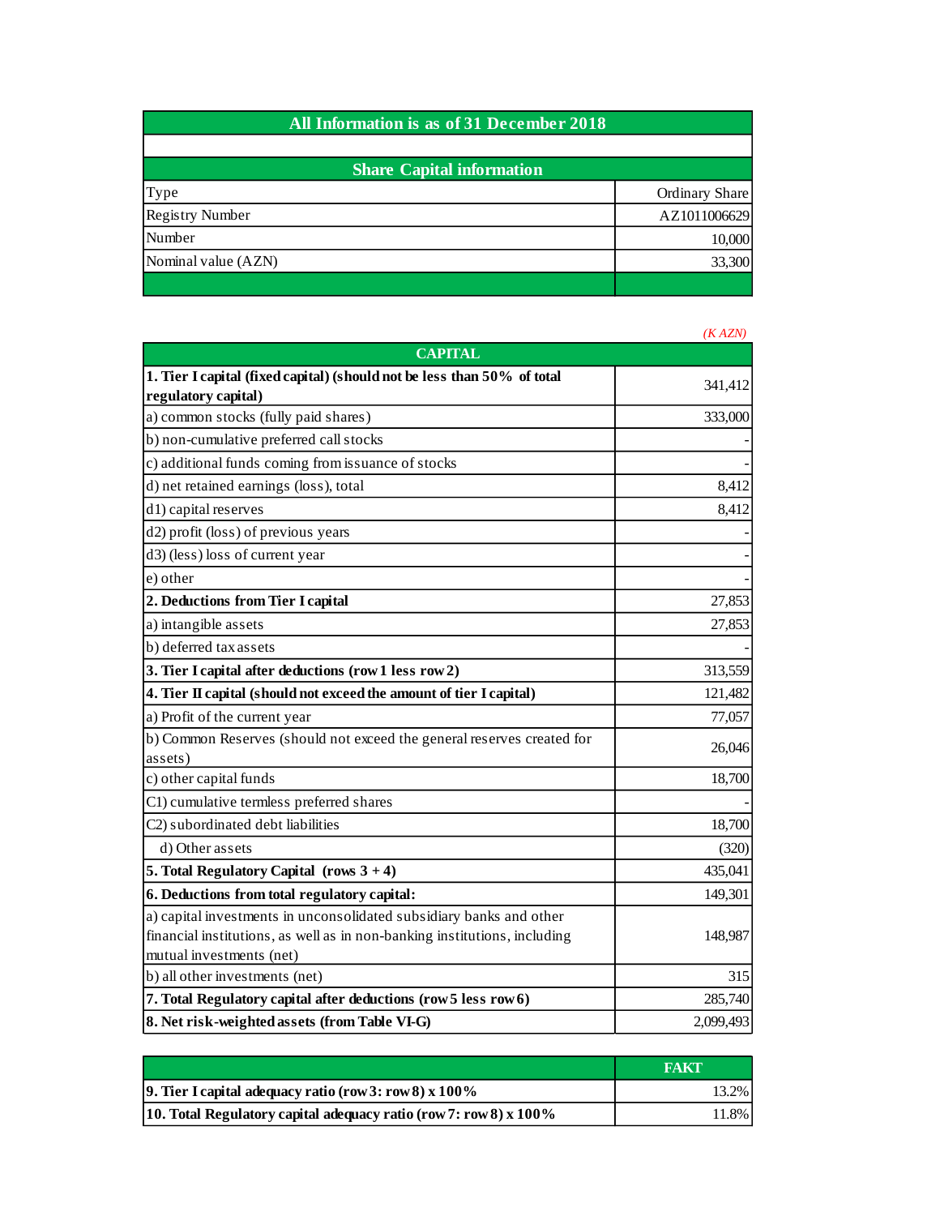## All Information is as of 31 December 2018

| Share Capital information | |
|---|---|
| Type | Ordinary Share |
| Registry Number | AZ1011006629 |
| Number | 10,000 |
| Nominal value (AZN) | 33,300 |

*(K AZN)*

| CAPITAL | |
|---|---|
| **1. Tier I capital (fixed capital) (should not be less than 50% of total regulatory capital)** | 341,412 |
| a) common stocks (fully paid shares) | 333,000 |
| b) non-cumulative preferred call stocks | - |
| c) additional funds coming from issuance of stocks | - |
| d) net retained earnings (loss), total | 8,412 |
| d1) capital reserves | 8,412 |
| d2) profit (loss) of previous years | - |
| d3) (less) loss of current year | - |
| e) other | - |
| **2. Deductions from Tier I capital** | 27,853 |
| a) intangible assets | 27,853 |
| b) deferred tax assets | - |
| **3. Tier I capital after deductions (row 1 less row 2)** | 313,559 |
| **4. Tier II capital (should not exceed the amount of tier I capital)** | 121,482 |
| a) Profit of the current year | 77,057 |
| b) Common Reserves (should not exceed the general reserves created for assets) | 26,046 |
| c) other capital funds | 18,700 |
| C1) cumulative termless preferred shares | - |
| C2) subordinated debt liabilities | 18,700 |
| d) Other assets | (320) |
| **5. Total Regulatory Capital (rows 3 + 4)** | 435,041 |
| **6. Deductions from total regulatory capital:** | 149,301 |
| a) capital investments in unconsolidated subsidiary banks and other financial institutions, as well as in non-banking institutions, including mutual investments (net) | 148,987 |
| b) all other investments (net) | 315 |
| **7. Total Regulatory capital after deductions (row 5 less row 6)** | 285,740 |
| **8. Net risk-weighted assets (from Table VI-G)** | 2,099,493 |

| | FAKT |
|---|---|
| **9. Tier I capital adequacy ratio (row 3: row 8) x 100%** | 13.2% |
| **10. Total Regulatory capital adequacy ratio (row 7: row 8) x 100%** | 11.8% |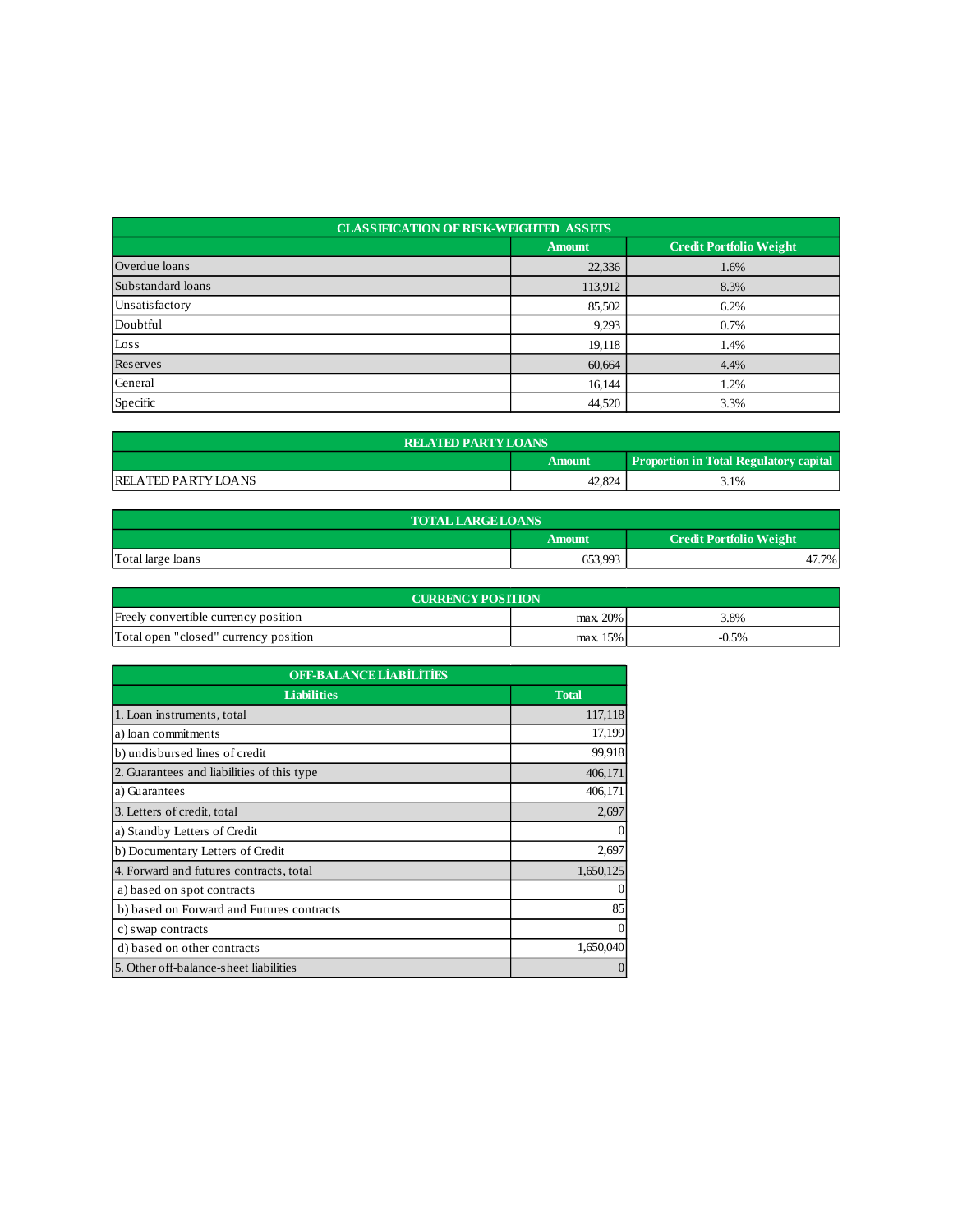| CLASSIFICATION OF RISK-WEIGHTED ASSETS | | |
|---|---|---|
| | Amount | Credit Portfolio Weight |
| Overdue loans | 22,336 | 1.6% |
| Substandard loans | 113,912 | 8.3% |
| Unsatisfactory | 85,502 | 6.2% |
| Doubtful | 9,293 | 0.7% |
| Loss | 19,118 | 1.4% |
| Reserves | 60,664 | 4.4% |
| General | 16,144 | 1.2% |
| Specific | 44,520 | 3.3% |

| RELATED PARTY LOANS | | |
|---|---|---|
| | Amount | Proportion in Total Regulatory capital |
| RELATED PARTY LOANS | 42,824 | 3.1% |

| TOTAL LARGE LOANS | | |
|---|---|---|
| | Amount | Credit Portfolio Weight |
| Total large loans | 653,993 | 47.7% |

| CURRENCY POSITION | | |
|---|---|---|
| Freely convertible currency position | max. 20% | 3.8% |
| Total open "closed" currency position | max. 15% | -0.5% |

| OFF-BALANCE LİABİLİTİES | |
|---|---|
| Liabilities | Total |
| 1. Loan instruments, total | 117,118 |
| a) loan commitments | 17,199 |
| b) undisbursed lines of credit | 99,918 |
| 2. Guarantees and liabilities of this type | 406,171 |
| a) Guarantees | 406,171 |
| 3. Letters of credit, total | 2,697 |
| a) Standby Letters of Credit | 0 |
| b) Documentary Letters of Credit | 2,697 |
| 4. Forward and futures contracts, total | 1,650,125 |
| a) based on spot contracts | 0 |
| b) based on Forward and Futures contracts | 85 |
| c) swap contracts | 0 |
| d) based on other contracts | 1,650,040 |
| 5. Other off-balance-sheet liabilities | 0 |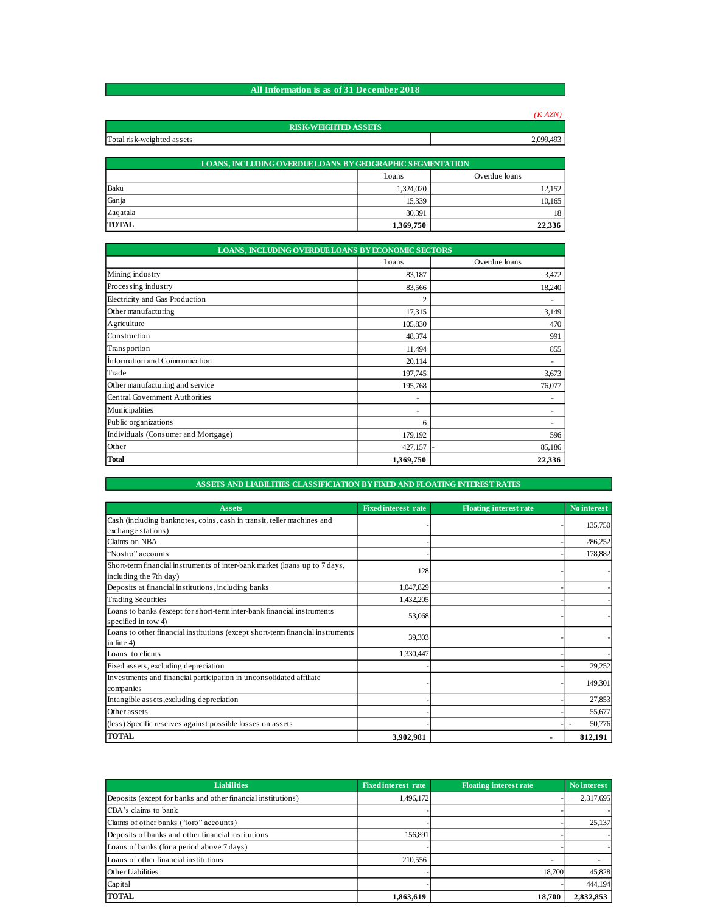## All Information is as of 31 December 2018

*(K AZN)*

| RISK-WEIGHTED ASSETS | |
|---|---|
| Total risk-weighted assets | 2,099,493 |

| LOANS, INCLUDING OVERDUE LOANS BY GEOGRAPHIC SEGMENTATION | | |
|---|---|---|
| | Loans | Overdue loans |
| Baku | 1,324,020 | 12,152 |
| Ganja | 15,339 | 10,165 |
| Zaqatala | 30,391 | 18 |
| **TOTAL** | **1,369,750** | **22,336** |

| LOANS, INCLUDING OVERDUE LOANS BY ECONOMIC SECTORS | | |
|---|---|---|
| | Loans | Overdue loans |
| Mining industry | 83,187 | 3,472 |
| Processing industry | 83,566 | 18,240 |
| Electricity and Gas Production | 2 | - |
| Other manufacturing | 17,315 | 3,149 |
| Agriculture | 105,830 | 470 |
| Construction | 48,374 | 991 |
| Transportion | 11,494 | 855 |
| İnformation and Communication | 20,114 | - |
| Trade | 197,745 | 3,673 |
| Other manufacturing and service | 195,768 | 76,077 |
| Central Government Authorities | - | - |
| Municipalities | - | - |
| Public organizations | 6 | - |
| Individuals (Consumer and Mortgage) | 179,192 | 596 |
| Other | 427,157 | - 85,186 |
| **Total** | **1,369,750** | **22,336** |

### ASSETS AND LIABILITIES CLASSIFICIATION BY FIXED AND FLOATING INTEREST RATES

| Assets | Fixed interest rate | Floating interest rate | No interest |
|---|---|---|---|
| Cash (including banknotes, coins, cash in transit, teller machines and exchange stations) | - | - | 135,750 |
| Claims on NBA | - | - | 286,252 |
| "Nostro" accounts | - | - | 178,882 |
| Short-term financial instruments of inter-bank market (loans up to 7 days, including the 7th day) | 128 | - | - |
| Deposits at financial institutions, including banks | 1,047,829 | - | - |
| Trading Securities | 1,432,205 | - | - |
| Loans to banks (except for short-term inter-bank financial instruments specified in row 4) | 53,068 | - | - |
| Loans to other financial institutions (except short-term financial instruments in line 4) | 39,303 | - | - |
| Loans to clients | 1,330,447 | - | - |
| Fixed assets, excluding depreciation | - | - | 29,252 |
| Investments and financial participation in unconsolidated affiliate companies | - | - | 149,301 |
| Intangible assets,excluding depreciation | - | - | 27,853 |
| Other assets | - | - | 55,677 |
| (less) Specific reserves against possible losses on assets | - | - | - 50,776 |
| **TOTAL** | **3,902,981** | **-** | **812,191** |

| Liabilities | Fixed interest rate | Floating interest rate | No interest |
|---|---|---|---|
| Deposits (except for banks and other financial institutions) | 1,496,172 | - | 2,317,695 |
| CBA's claims to bank | - | - | - |
| Claims of other banks ("loro" accounts) | - | - | 25,137 |
| Deposits of banks and other financial institutions | 156,891 | - | - |
| Loans of banks (for a period above 7 days) | - | - | - |
| Loans of other financial institutions | 210,556 | - | - |
| Other Liabilities | - | 18,700 | 45,828 |
| Capital | - | - | 444,194 |
| **TOTAL** | **1,863,619** | **18,700** | **2,832,853** |